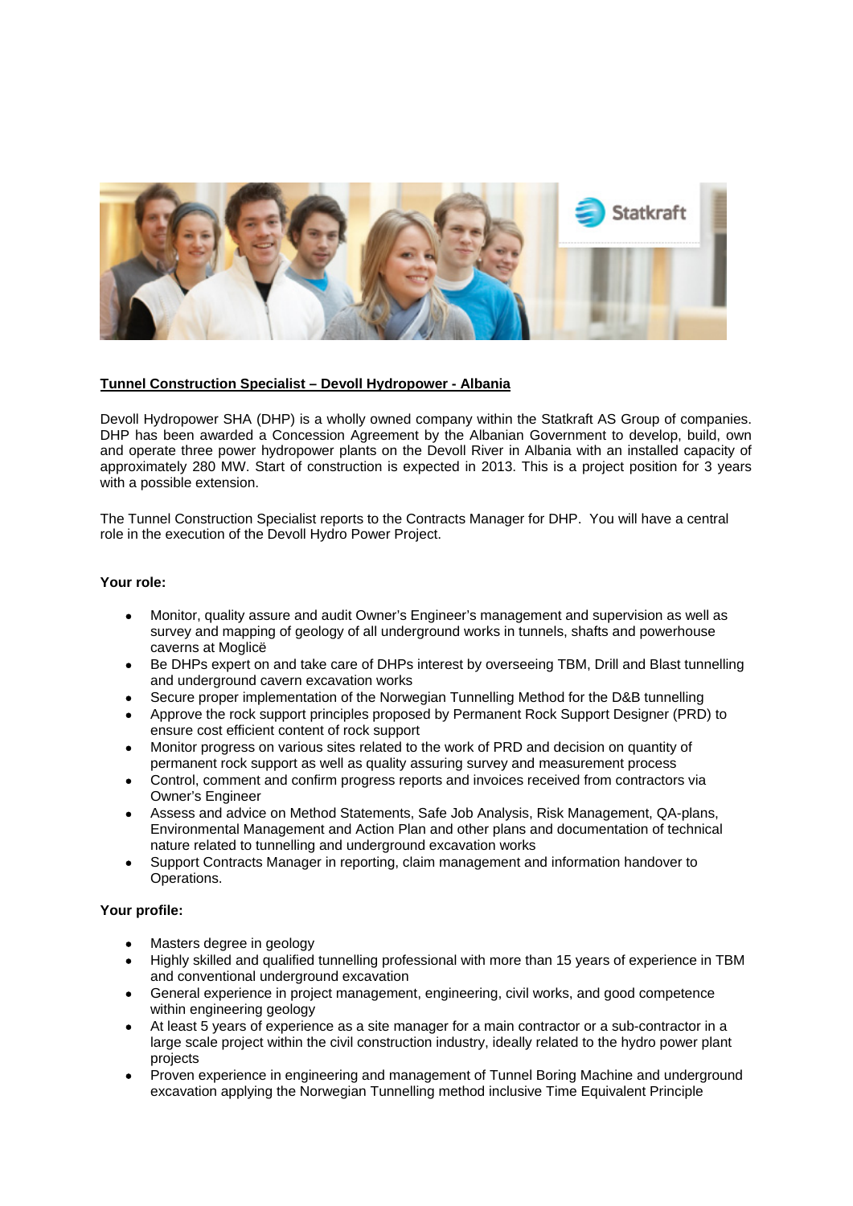**Tunnel Construction Specialist – Devoll Hydropower - Albania**

Devoll Hydropower SHA (DHP) is a wholly owned company within the Statkraft AS Group of companies. DHP has been awarded a Concession Agreement by the Albanian Government to develop, build, own and operate three power hydropower plants on the Devoll River in Albania with an installed capacity of approximately 280 MW. Start of construction is expected in 2013. This is a project position for 3 years with a possible extension.

The Tunnel Construction Specialist reports to the Contracts Manager for DHP. You will have a central role in the execution of the Devoll Hydro Power Project.

**Your role:**

- Monitor, quality assure and audit Owner's Engineer's management and supervision as well as survey and mapping of geology of all underground works in tunnels, shafts and powerhouse caverns at Moglicë
- Be DHPs expert on and take care of DHPs interest by overseeing TBM, Drill and Blast tunnelling and underground cavern excavation works
- Secure proper implementation of the Norwegian Tunnelling Method for the D&B tunnelling
- Approve the rock support principles proposed by Permanent Rock Support Designer (PRD) to ensure cost efficient content of rock support
- Monitor progress on various sites related to the work of PRD and decision on quantity of permanent rock support as well as quality assuring survey and measurement process
- Control, comment and confirm progress reports and invoices received from contractors via Owner's Engineer
- Assess and advice on Method Statements, Safe Job Analysis, Risk Management, QA-plans, Environmental Management and Action Plan and other plans and documentation of technical nature related to tunnelling and underground excavation works
- Support Contracts Manager in reporting, claim management and information handover to Operations.

**Your profile:**

- Masters degree in geology
- Highly skilled and qualified tunnelling professional with more than 15 years of experience in TBM and conventional underground excavation
- General experience in project management, engineering, civil works, and good competence within engineering geology
- At least 5 years of experience as a site manager for a main contractor or a sub-contractor in a large scale project within the civil construction industry, ideally related to the hydro power plant projects
- Proven experience in engineering and management of Tunnel Boring Machine and underground excavation applying the Norwegian Tunnelling method inclusive Time Equivalent Principle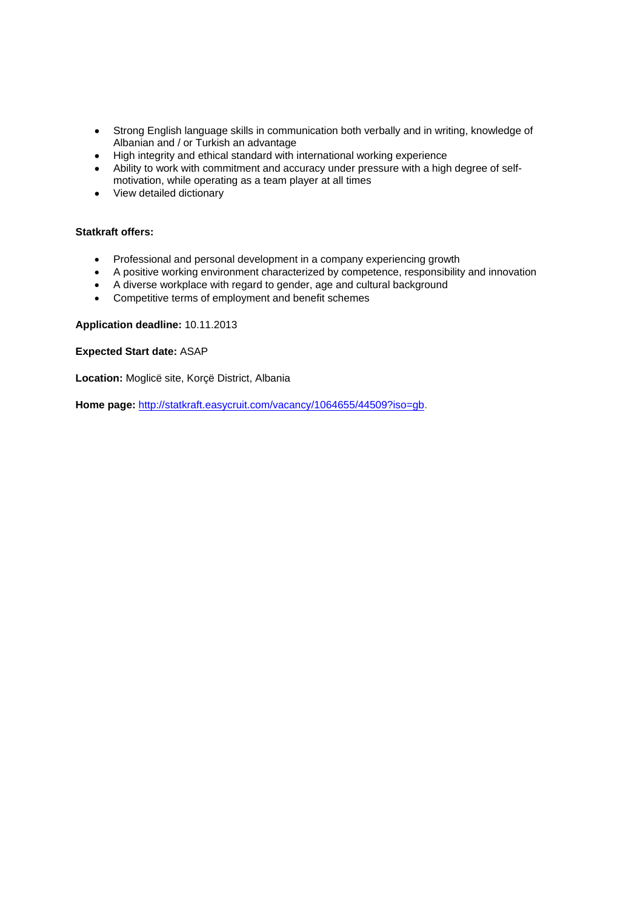- Strong English language skills in communication both verbally and in writing, knowledge of Albanian and / or Turkish an advantage
- High integrity and ethical standard with international working experience
- Ability to work with commitment and accuracy under pressure with a high degree of self-motivation, while operating as a team player at all times
- View detailed dictionary

**Statkraft offers:**

- Professional and personal development in a company experiencing growth
- A positive working environment characterized by competence, responsibility and innovation
- A diverse workplace with regard to gender, age and cultural background
- Competitive terms of employment and benefit schemes

**Application deadline:** 10.11.2013

**Expected Start date:** ASAP

**Location:** Moglicë site, Korçë District, Albania

**Home page:** http://statkraft.easycruit.com/vacancy/1064655/44509?iso=gb.